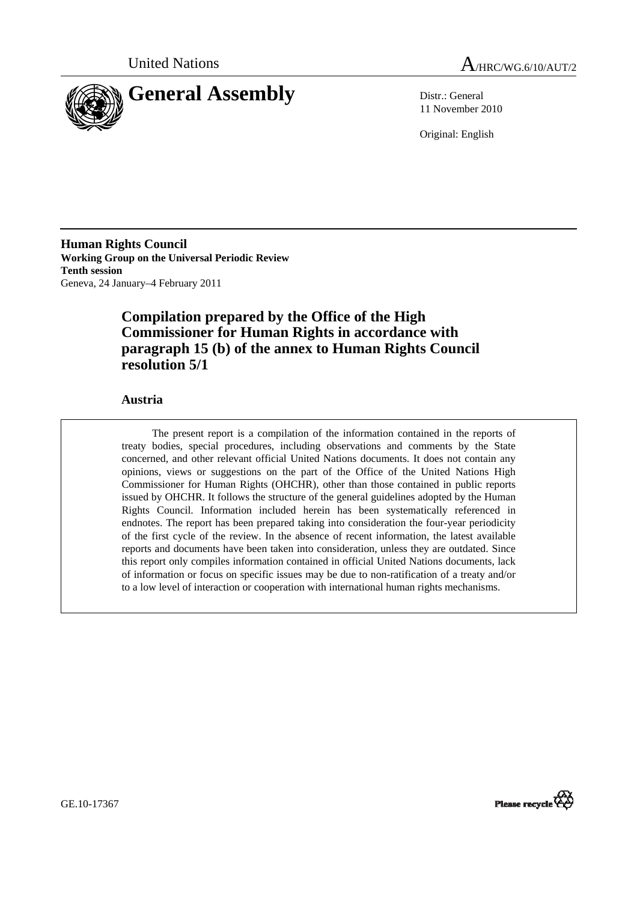United Nations

A/HRC/WG.6/10/AUT/2

# General Assembly

Distr.: General
11 November 2010

Original: English

**Human Rights Council**
**Working Group on the Universal Periodic Review**
**Tenth session**
Geneva, 24 January–4 February 2011

## Compilation prepared by the Office of the High Commissioner for Human Rights in accordance with paragraph 15 (b) of the annex to Human Rights Council resolution 5/1

### Austria

The present report is a compilation of the information contained in the reports of treaty bodies, special procedures, including observations and comments by the State concerned, and other relevant official United Nations documents. It does not contain any opinions, views or suggestions on the part of the Office of the United Nations High Commissioner for Human Rights (OHCHR), other than those contained in public reports issued by OHCHR. It follows the structure of the general guidelines adopted by the Human Rights Council. Information included herein has been systematically referenced in endnotes. The report has been prepared taking into consideration the four-year periodicity of the first cycle of the review. In the absence of recent information, the latest available reports and documents have been taken into consideration, unless they are outdated. Since this report only compiles information contained in official United Nations documents, lack of information or focus on specific issues may be due to non-ratification of a treaty and/or to a low level of interaction or cooperation with international human rights mechanisms.

GE.10-17367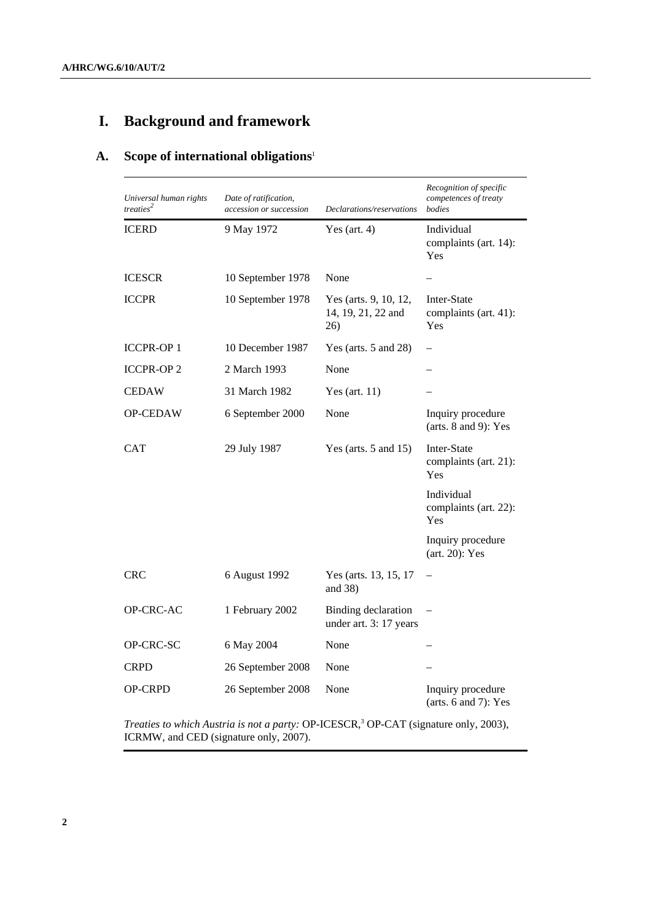# I. Background and framework

## A. Scope of international obligations[1]

| *Universal human rights treaties*[2] | *Date of ratification, accession or succession* | *Declarations/reservations* | *Recognition of specific competences of treaty bodies* |
|---|---|---|---|
| ICERD | 9 May 1972 | Yes (art. 4) | Individual complaints (art. 14): Yes |
| ICESCR | 10 September 1978 | None | – |
| ICCPR | 10 September 1978 | Yes (arts. 9, 10, 12, 14, 19, 21, 22 and 26) | Inter-State complaints (art. 41): Yes |
| ICCPR-OP 1 | 10 December 1987 | Yes (arts. 5 and 28) | – |
| ICCPR-OP 2 | 2 March 1993 | None | – |
| CEDAW | 31 March 1982 | Yes (art. 11) | – |
| OP-CEDAW | 6 September 2000 | None | Inquiry procedure (arts. 8 and 9): Yes |
| CAT | 29 July 1987 | Yes (arts. 5 and 15) | Inter-State complaints (art. 21): Yes |
| | | | Individual complaints (art. 22): Yes |
| | | | Inquiry procedure (art. 20): Yes |
| CRC | 6 August 1992 | Yes (arts. 13, 15, 17 and 38) | – |
| OP-CRC-AC | 1 February 2002 | Binding declaration under art. 3: 17 years | – |
| OP-CRC-SC | 6 May 2004 | None | – |
| CRPD | 26 September 2008 | None | – |
| OP-CRPD | 26 September 2008 | None | Inquiry procedure (arts. 6 and 7): Yes |

*Treaties to which Austria is not a party:* OP-ICESCR,[3] OP-CAT (signature only, 2003), ICRMW, and CED (signature only, 2007).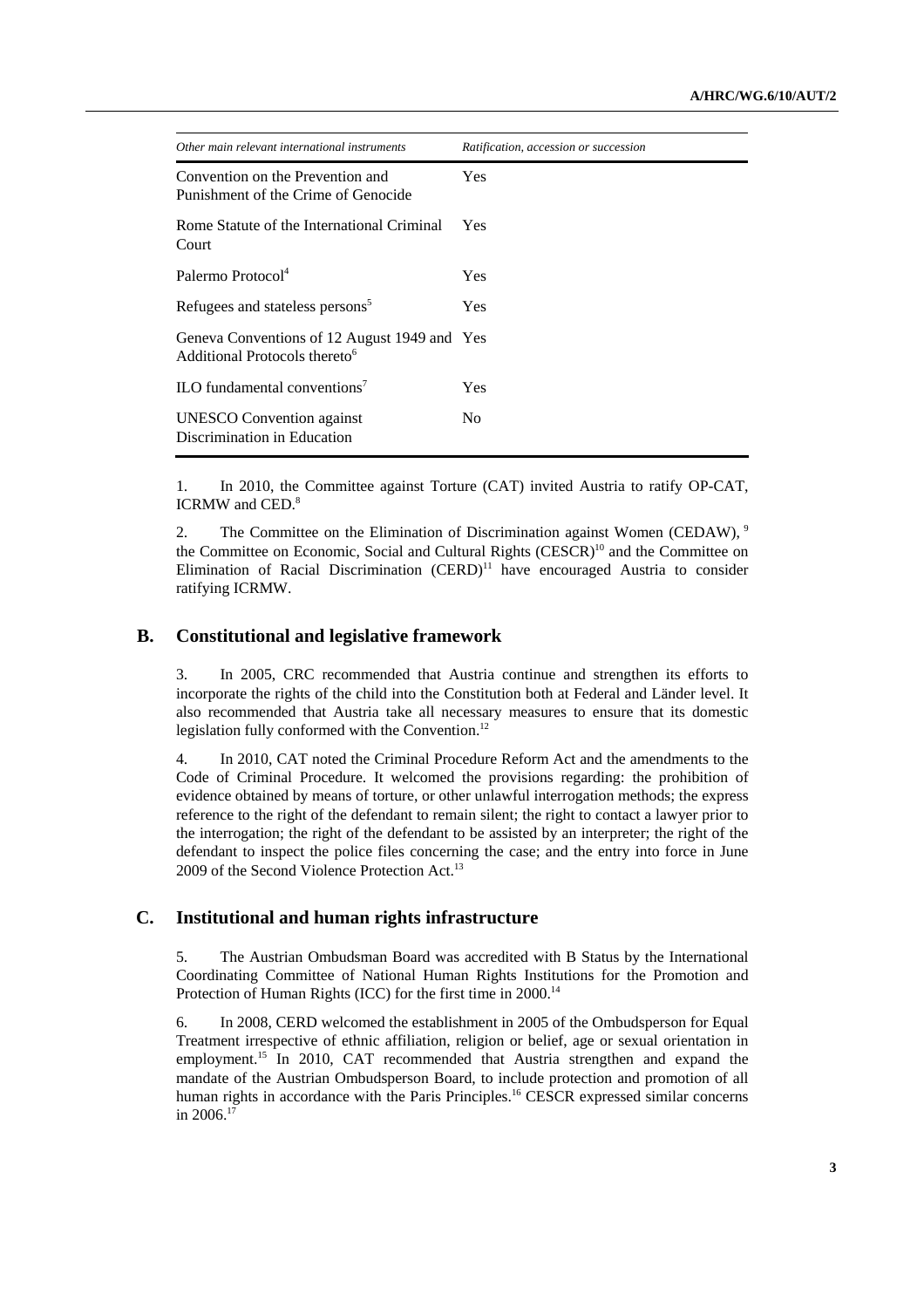| *Other main relevant international instruments* | *Ratification, accession or succession* |
|---|---|
| Convention on the Prevention and Punishment of the Crime of Genocide | Yes |
| Rome Statute of the International Criminal Court | Yes |
| Palermo Protocol[4] | Yes |
| Refugees and stateless persons[5] | Yes |
| Geneva Conventions of 12 August 1949 and Additional Protocols thereto[6] | Yes |
| ILO fundamental conventions[7] | Yes |
| UNESCO Convention against Discrimination in Education | No |

1. In 2010, the Committee against Torture (CAT) invited Austria to ratify OP-CAT, ICRMW and CED.[8]

2. The Committee on the Elimination of Discrimination against Women (CEDAW), [9] the Committee on Economic, Social and Cultural Rights (CESCR)[10] and the Committee on Elimination of Racial Discrimination (CERD)[11] have encouraged Austria to consider ratifying ICRMW.

## B. Constitutional and legislative framework

3. In 2005, CRC recommended that Austria continue and strengthen its efforts to incorporate the rights of the child into the Constitution both at Federal and Länder level. It also recommended that Austria take all necessary measures to ensure that its domestic legislation fully conformed with the Convention.[12]

4. In 2010, CAT noted the Criminal Procedure Reform Act and the amendments to the Code of Criminal Procedure. It welcomed the provisions regarding: the prohibition of evidence obtained by means of torture, or other unlawful interrogation methods; the express reference to the right of the defendant to remain silent; the right to contact a lawyer prior to the interrogation; the right of the defendant to be assisted by an interpreter; the right of the defendant to inspect the police files concerning the case; and the entry into force in June 2009 of the Second Violence Protection Act.[13]

## C. Institutional and human rights infrastructure

5. The Austrian Ombudsman Board was accredited with B Status by the International Coordinating Committee of National Human Rights Institutions for the Promotion and Protection of Human Rights (ICC) for the first time in 2000.[14]

6. In 2008, CERD welcomed the establishment in 2005 of the Ombudsperson for Equal Treatment irrespective of ethnic affiliation, religion or belief, age or sexual orientation in employment.[15] In 2010, CAT recommended that Austria strengthen and expand the mandate of the Austrian Ombudsperson Board, to include protection and promotion of all human rights in accordance with the Paris Principles.[16] CESCR expressed similar concerns in 2006.[17]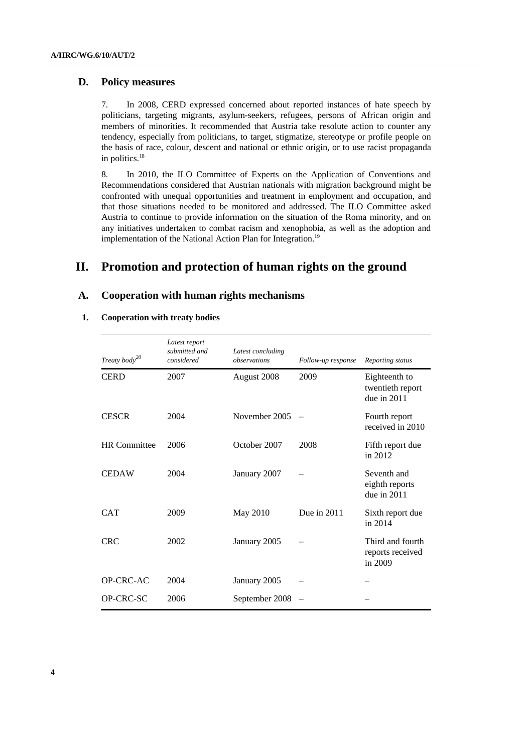## D. Policy measures

7. In 2008, CERD expressed concerned about reported instances of hate speech by politicians, targeting migrants, asylum-seekers, refugees, persons of African origin and members of minorities. It recommended that Austria take resolute action to counter any tendency, especially from politicians, to target, stigmatize, stereotype or profile people on the basis of race, colour, descent and national or ethnic origin, or to use racist propaganda in politics.[18]

8. In 2010, the ILO Committee of Experts on the Application of Conventions and Recommendations considered that Austrian nationals with migration background might be confronted with unequal opportunities and treatment in employment and occupation, and that those situations needed to be monitored and addressed. The ILO Committee asked Austria to continue to provide information on the situation of the Roma minority, and on any initiatives undertaken to combat racism and xenophobia, as well as the adoption and implementation of the National Action Plan for Integration.[19]

# II. Promotion and protection of human rights on the ground

## A. Cooperation with human rights mechanisms

### 1. Cooperation with treaty bodies

| *Treaty body*[20] | *Latest report submitted and considered* | *Latest concluding observations* | *Follow-up response* | *Reporting status* |
|---|---|---|---|---|
| CERD | 2007 | August 2008 | 2009 | Eighteenth to twentieth report due in 2011 |
| CESCR | 2004 | November 2005 | – | Fourth report received in 2010 |
| HR Committee | 2006 | October 2007 | 2008 | Fifth report due in 2012 |
| CEDAW | 2004 | January 2007 | – | Seventh and eighth reports due in 2011 |
| CAT | 2009 | May 2010 | Due in 2011 | Sixth report due in 2014 |
| CRC | 2002 | January 2005 | – | Third and fourth reports received in 2009 |
| OP-CRC-AC | 2004 | January 2005 | – | – |
| OP-CRC-SC | 2006 | September 2008 | – | – |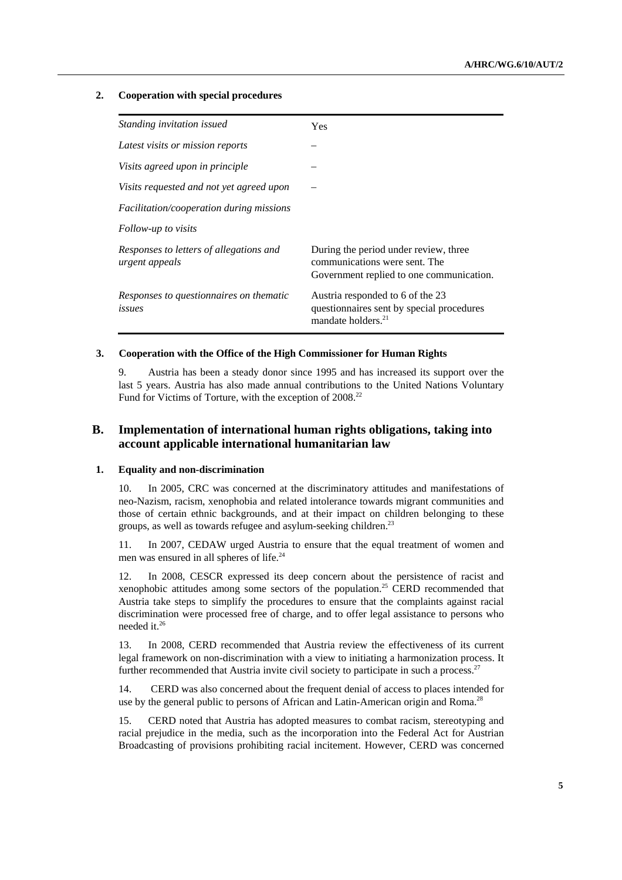### 2. Cooperation with special procedures

| | |
|---|---|
| *Standing invitation issued* | Yes |
| *Latest visits or mission reports* | – |
| *Visits agreed upon in principle* | – |
| *Visits requested and not yet agreed upon* | – |
| *Facilitation/cooperation during missions* | |
| *Follow-up to visits* | |
| *Responses to letters of allegations and urgent appeals* | During the period under review, three communications were sent. The Government replied to one communication. |
| *Responses to questionnaires on thematic issues* | Austria responded to 6 of the 23 questionnaires sent by special procedures mandate holders.[21] |

### 3. Cooperation with the Office of the High Commissioner for Human Rights

9. Austria has been a steady donor since 1995 and has increased its support over the last 5 years. Austria has also made annual contributions to the United Nations Voluntary Fund for Victims of Torture, with the exception of 2008.[22]

## B. Implementation of international human rights obligations, taking into account applicable international humanitarian law

### 1. Equality and non-discrimination

10. In 2005, CRC was concerned at the discriminatory attitudes and manifestations of neo-Nazism, racism, xenophobia and related intolerance towards migrant communities and those of certain ethnic backgrounds, and at their impact on children belonging to these groups, as well as towards refugee and asylum-seeking children.[23]

11. In 2007, CEDAW urged Austria to ensure that the equal treatment of women and men was ensured in all spheres of life.[24]

12. In 2008, CESCR expressed its deep concern about the persistence of racist and xenophobic attitudes among some sectors of the population.[25] CERD recommended that Austria take steps to simplify the procedures to ensure that the complaints against racial discrimination were processed free of charge, and to offer legal assistance to persons who needed it.[26]

13. In 2008, CERD recommended that Austria review the effectiveness of its current legal framework on non-discrimination with a view to initiating a harmonization process. It further recommended that Austria invite civil society to participate in such a process.[27]

14. CERD was also concerned about the frequent denial of access to places intended for use by the general public to persons of African and Latin-American origin and Roma.[28]

15. CERD noted that Austria has adopted measures to combat racism, stereotyping and racial prejudice in the media, such as the incorporation into the Federal Act for Austrian Broadcasting of provisions prohibiting racial incitement. However, CERD was concerned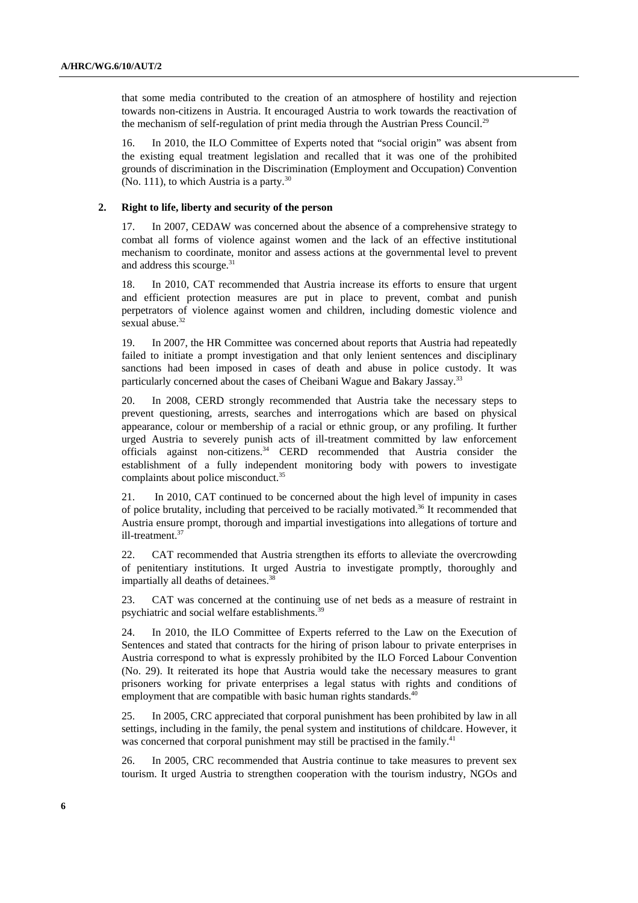that some media contributed to the creation of an atmosphere of hostility and rejection towards non-citizens in Austria. It encouraged Austria to work towards the reactivation of the mechanism of self-regulation of print media through the Austrian Press Council.[29]

16. In 2010, the ILO Committee of Experts noted that "social origin" was absent from the existing equal treatment legislation and recalled that it was one of the prohibited grounds of discrimination in the Discrimination (Employment and Occupation) Convention (No. 111), to which Austria is a party.[30]

### 2. Right to life, liberty and security of the person

17. In 2007, CEDAW was concerned about the absence of a comprehensive strategy to combat all forms of violence against women and the lack of an effective institutional mechanism to coordinate, monitor and assess actions at the governmental level to prevent and address this scourge.[31]

18. In 2010, CAT recommended that Austria increase its efforts to ensure that urgent and efficient protection measures are put in place to prevent, combat and punish perpetrators of violence against women and children, including domestic violence and sexual abuse.[32]

19. In 2007, the HR Committee was concerned about reports that Austria had repeatedly failed to initiate a prompt investigation and that only lenient sentences and disciplinary sanctions had been imposed in cases of death and abuse in police custody. It was particularly concerned about the cases of Cheibani Wague and Bakary Jassay.[33]

20. In 2008, CERD strongly recommended that Austria take the necessary steps to prevent questioning, arrests, searches and interrogations which are based on physical appearance, colour or membership of a racial or ethnic group, or any profiling. It further urged Austria to severely punish acts of ill-treatment committed by law enforcement officials against non-citizens.[34] CERD recommended that Austria consider the establishment of a fully independent monitoring body with powers to investigate complaints about police misconduct.[35]

21. In 2010, CAT continued to be concerned about the high level of impunity in cases of police brutality, including that perceived to be racially motivated.[36] It recommended that Austria ensure prompt, thorough and impartial investigations into allegations of torture and ill-treatment.[37]

22. CAT recommended that Austria strengthen its efforts to alleviate the overcrowding of penitentiary institutions. It urged Austria to investigate promptly, thoroughly and impartially all deaths of detainees.[38]

23. CAT was concerned at the continuing use of net beds as a measure of restraint in psychiatric and social welfare establishments.[39]

24. In 2010, the ILO Committee of Experts referred to the Law on the Execution of Sentences and stated that contracts for the hiring of prison labour to private enterprises in Austria correspond to what is expressly prohibited by the ILO Forced Labour Convention (No. 29). It reiterated its hope that Austria would take the necessary measures to grant prisoners working for private enterprises a legal status with rights and conditions of employment that are compatible with basic human rights standards.[40]

25. In 2005, CRC appreciated that corporal punishment has been prohibited by law in all settings, including in the family, the penal system and institutions of childcare. However, it was concerned that corporal punishment may still be practised in the family.[41]

26. In 2005, CRC recommended that Austria continue to take measures to prevent sex tourism. It urged Austria to strengthen cooperation with the tourism industry, NGOs and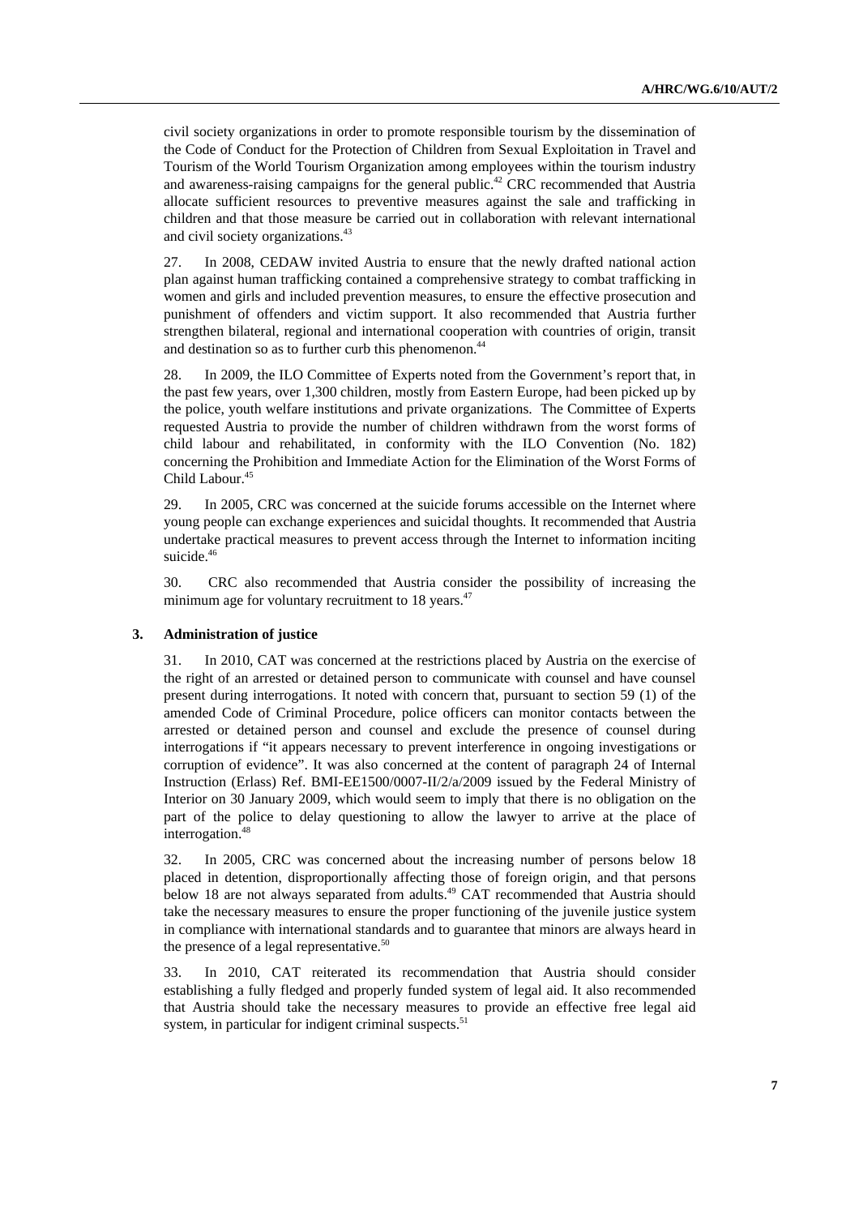civil society organizations in order to promote responsible tourism by the dissemination of the Code of Conduct for the Protection of Children from Sexual Exploitation in Travel and Tourism of the World Tourism Organization among employees within the tourism industry and awareness-raising campaigns for the general public.[42] CRC recommended that Austria allocate sufficient resources to preventive measures against the sale and trafficking in children and that those measure be carried out in collaboration with relevant international and civil society organizations.[43]

27. In 2008, CEDAW invited Austria to ensure that the newly drafted national action plan against human trafficking contained a comprehensive strategy to combat trafficking in women and girls and included prevention measures, to ensure the effective prosecution and punishment of offenders and victim support. It also recommended that Austria further strengthen bilateral, regional and international cooperation with countries of origin, transit and destination so as to further curb this phenomenon.[44]

28. In 2009, the ILO Committee of Experts noted from the Government's report that, in the past few years, over 1,300 children, mostly from Eastern Europe, had been picked up by the police, youth welfare institutions and private organizations. The Committee of Experts requested Austria to provide the number of children withdrawn from the worst forms of child labour and rehabilitated, in conformity with the ILO Convention (No. 182) concerning the Prohibition and Immediate Action for the Elimination of the Worst Forms of Child Labour.[45]

29. In 2005, CRC was concerned at the suicide forums accessible on the Internet where young people can exchange experiences and suicidal thoughts. It recommended that Austria undertake practical measures to prevent access through the Internet to information inciting suicide.[46]

30. CRC also recommended that Austria consider the possibility of increasing the minimum age for voluntary recruitment to 18 years.[47]

### 3. Administration of justice

31. In 2010, CAT was concerned at the restrictions placed by Austria on the exercise of the right of an arrested or detained person to communicate with counsel and have counsel present during interrogations. It noted with concern that, pursuant to section 59 (1) of the amended Code of Criminal Procedure, police officers can monitor contacts between the arrested or detained person and counsel and exclude the presence of counsel during interrogations if "it appears necessary to prevent interference in ongoing investigations or corruption of evidence". It was also concerned at the content of paragraph 24 of Internal Instruction (Erlass) Ref. BMI-EE1500/0007-II/2/a/2009 issued by the Federal Ministry of Interior on 30 January 2009, which would seem to imply that there is no obligation on the part of the police to delay questioning to allow the lawyer to arrive at the place of interrogation.[48]

32. In 2005, CRC was concerned about the increasing number of persons below 18 placed in detention, disproportionally affecting those of foreign origin, and that persons below 18 are not always separated from adults.[49] CAT recommended that Austria should take the necessary measures to ensure the proper functioning of the juvenile justice system in compliance with international standards and to guarantee that minors are always heard in the presence of a legal representative.[50]

33. In 2010, CAT reiterated its recommendation that Austria should consider establishing a fully fledged and properly funded system of legal aid. It also recommended that Austria should take the necessary measures to provide an effective free legal aid system, in particular for indigent criminal suspects.[51]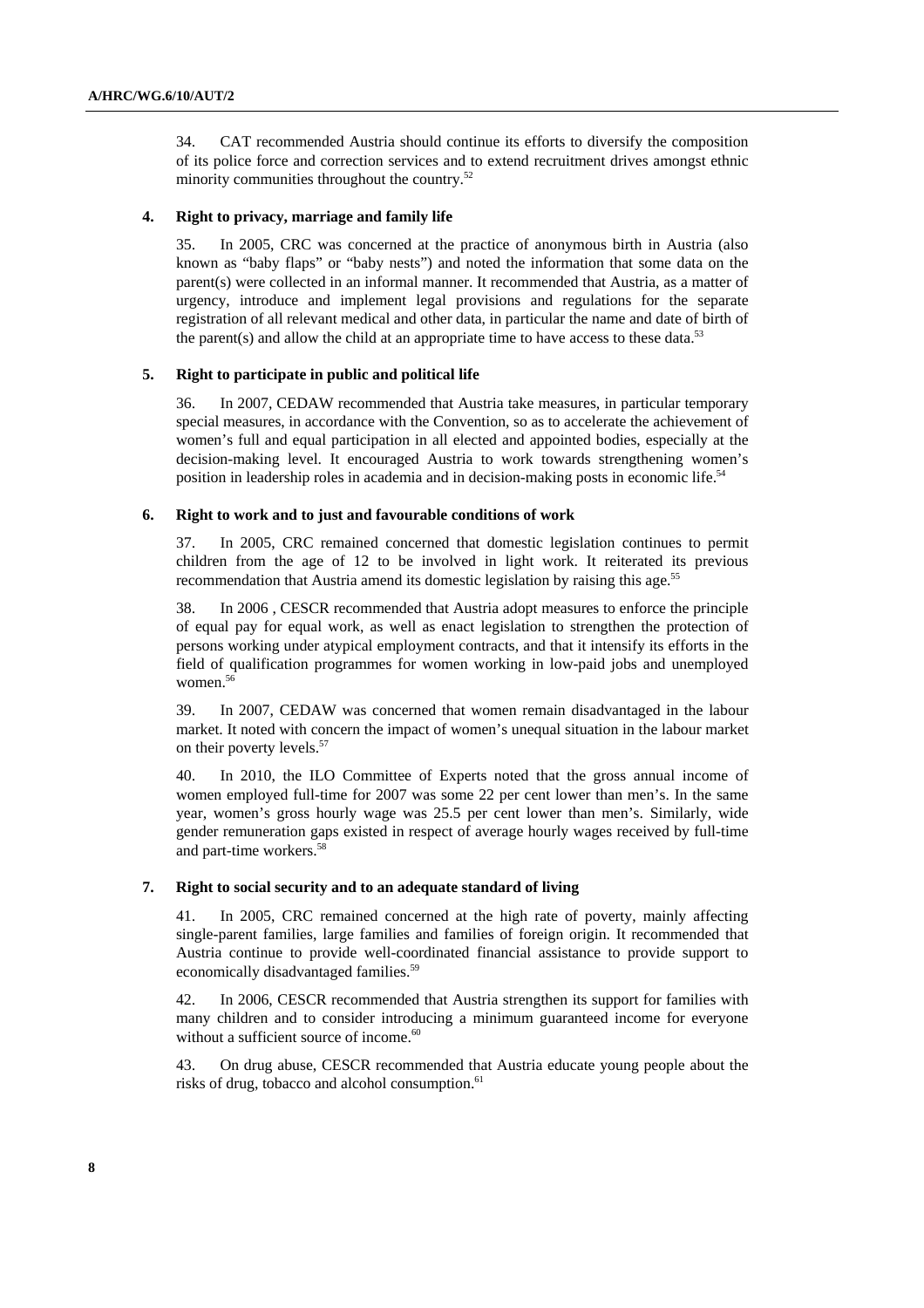34. CAT recommended Austria should continue its efforts to diversify the composition of its police force and correction services and to extend recruitment drives amongst ethnic minority communities throughout the country.[52]

### 4. Right to privacy, marriage and family life

35. In 2005, CRC was concerned at the practice of anonymous birth in Austria (also known as "baby flaps" or "baby nests") and noted the information that some data on the parent(s) were collected in an informal manner. It recommended that Austria, as a matter of urgency, introduce and implement legal provisions and regulations for the separate registration of all relevant medical and other data, in particular the name and date of birth of the parent(s) and allow the child at an appropriate time to have access to these data.[53]

### 5. Right to participate in public and political life

36. In 2007, CEDAW recommended that Austria take measures, in particular temporary special measures, in accordance with the Convention, so as to accelerate the achievement of women's full and equal participation in all elected and appointed bodies, especially at the decision-making level. It encouraged Austria to work towards strengthening women's position in leadership roles in academia and in decision-making posts in economic life.[54]

### 6. Right to work and to just and favourable conditions of work

37. In 2005, CRC remained concerned that domestic legislation continues to permit children from the age of 12 to be involved in light work. It reiterated its previous recommendation that Austria amend its domestic legislation by raising this age.[55]

38. In 2006 , CESCR recommended that Austria adopt measures to enforce the principle of equal pay for equal work, as well as enact legislation to strengthen the protection of persons working under atypical employment contracts, and that it intensify its efforts in the field of qualification programmes for women working in low-paid jobs and unemployed women.[56]

39. In 2007, CEDAW was concerned that women remain disadvantaged in the labour market. It noted with concern the impact of women's unequal situation in the labour market on their poverty levels.[57]

40. In 2010, the ILO Committee of Experts noted that the gross annual income of women employed full-time for 2007 was some 22 per cent lower than men's. In the same year, women's gross hourly wage was 25.5 per cent lower than men's. Similarly, wide gender remuneration gaps existed in respect of average hourly wages received by full-time and part-time workers.[58]

### 7. Right to social security and to an adequate standard of living

41. In 2005, CRC remained concerned at the high rate of poverty, mainly affecting single-parent families, large families and families of foreign origin. It recommended that Austria continue to provide well-coordinated financial assistance to provide support to economically disadvantaged families.[59]

42. In 2006, CESCR recommended that Austria strengthen its support for families with many children and to consider introducing a minimum guaranteed income for everyone without a sufficient source of income.[60]

43. On drug abuse, CESCR recommended that Austria educate young people about the risks of drug, tobacco and alcohol consumption.[61]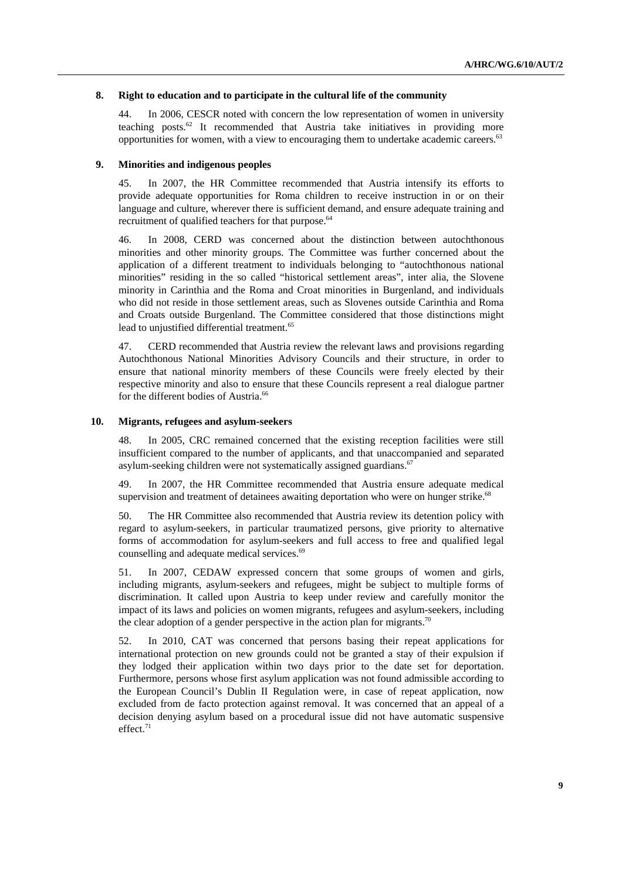### 8. Right to education and to participate in the cultural life of the community

44. In 2006, CESCR noted with concern the low representation of women in university teaching posts.[62] It recommended that Austria take initiatives in providing more opportunities for women, with a view to encouraging them to undertake academic careers.[63]

### 9. Minorities and indigenous peoples

45. In 2007, the HR Committee recommended that Austria intensify its efforts to provide adequate opportunities for Roma children to receive instruction in or on their language and culture, wherever there is sufficient demand, and ensure adequate training and recruitment of qualified teachers for that purpose.[64]

46. In 2008, CERD was concerned about the distinction between autochthonous minorities and other minority groups. The Committee was further concerned about the application of a different treatment to individuals belonging to "autochthonous national minorities" residing in the so called "historical settlement areas", inter alia, the Slovene minority in Carinthia and the Roma and Croat minorities in Burgenland, and individuals who did not reside in those settlement areas, such as Slovenes outside Carinthia and Roma and Croats outside Burgenland. The Committee considered that those distinctions might lead to unjustified differential treatment.[65]

47. CERD recommended that Austria review the relevant laws and provisions regarding Autochthonous National Minorities Advisory Councils and their structure, in order to ensure that national minority members of these Councils were freely elected by their respective minority and also to ensure that these Councils represent a real dialogue partner for the different bodies of Austria.[66]

### 10. Migrants, refugees and asylum-seekers

48. In 2005, CRC remained concerned that the existing reception facilities were still insufficient compared to the number of applicants, and that unaccompanied and separated asylum-seeking children were not systematically assigned guardians.[67]

49. In 2007, the HR Committee recommended that Austria ensure adequate medical supervision and treatment of detainees awaiting deportation who were on hunger strike.[68]

50. The HR Committee also recommended that Austria review its detention policy with regard to asylum-seekers, in particular traumatized persons, give priority to alternative forms of accommodation for asylum-seekers and full access to free and qualified legal counselling and adequate medical services.[69]

51. In 2007, CEDAW expressed concern that some groups of women and girls, including migrants, asylum-seekers and refugees, might be subject to multiple forms of discrimination. It called upon Austria to keep under review and carefully monitor the impact of its laws and policies on women migrants, refugees and asylum-seekers, including the clear adoption of a gender perspective in the action plan for migrants.[70]

52. In 2010, CAT was concerned that persons basing their repeat applications for international protection on new grounds could not be granted a stay of their expulsion if they lodged their application within two days prior to the date set for deportation. Furthermore, persons whose first asylum application was not found admissible according to the European Council's Dublin II Regulation were, in case of repeat application, now excluded from de facto protection against removal. It was concerned that an appeal of a decision denying asylum based on a procedural issue did not have automatic suspensive effect.[71]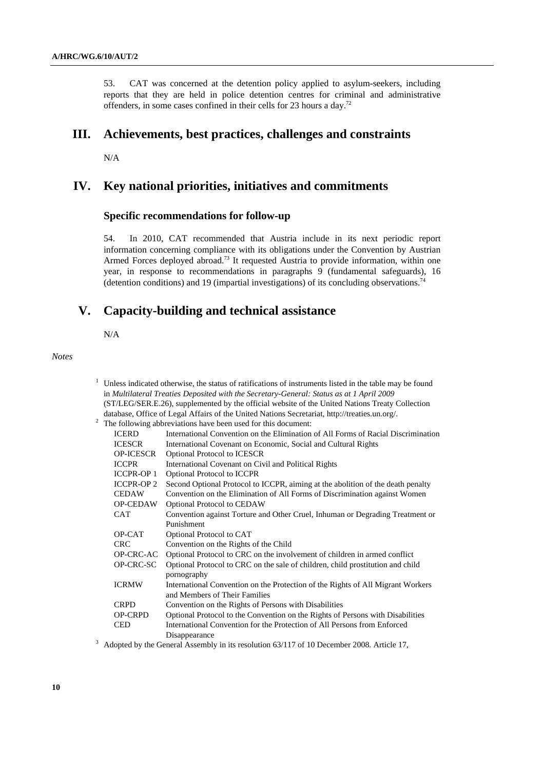53. CAT was concerned at the detention policy applied to asylum-seekers, including reports that they are held in police detention centres for criminal and administrative offenders, in some cases confined in their cells for 23 hours a day.[72]

# III. Achievements, best practices, challenges and constraints

N/A

# IV. Key national priorities, initiatives and commitments

## Specific recommendations for follow-up

54. In 2010, CAT recommended that Austria include in its next periodic report information concerning compliance with its obligations under the Convention by Austrian Armed Forces deployed abroad.[73] It requested Austria to provide information, within one year, in response to recommendations in paragraphs 9 (fundamental safeguards), 16 (detention conditions) and 19 (impartial investigations) of its concluding observations.[74]

# V. Capacity-building and technical assistance

N/A

*Notes*

[1] Unless indicated otherwise, the status of ratifications of instruments listed in the table may be found in *Multilateral Treaties Deposited with the Secretary-General: Status as at 1 April 2009* (ST/LEG/SER.E.26), supplemented by the official website of the United Nations Treaty Collection database, Office of Legal Affairs of the United Nations Secretariat, http://treaties.un.org/.

[2] The following abbreviations have been used for this document:

| | |
|---|---|
| ICERD | International Convention on the Elimination of All Forms of Racial Discrimination |
| ICESCR | International Covenant on Economic, Social and Cultural Rights |
| OP-ICESCR | Optional Protocol to ICESCR |
| ICCPR | International Covenant on Civil and Political Rights |
| ICCPR-OP 1 | Optional Protocol to ICCPR |
| ICCPR-OP 2 | Second Optional Protocol to ICCPR, aiming at the abolition of the death penalty |
| CEDAW | Convention on the Elimination of All Forms of Discrimination against Women |
| OP-CEDAW | Optional Protocol to CEDAW |
| CAT | Convention against Torture and Other Cruel, Inhuman or Degrading Treatment or Punishment |
| OP-CAT | Optional Protocol to CAT |
| CRC | Convention on the Rights of the Child |
| OP-CRC-AC | Optional Protocol to CRC on the involvement of children in armed conflict |
| OP-CRC-SC | Optional Protocol to CRC on the sale of children, child prostitution and child pornography |
| ICRMW | International Convention on the Protection of the Rights of All Migrant Workers and Members of Their Families |
| CRPD | Convention on the Rights of Persons with Disabilities |
| OP-CRPD | Optional Protocol to the Convention on the Rights of Persons with Disabilities |
| CED | International Convention for the Protection of All Persons from Enforced Disappearance |

[3] Adopted by the General Assembly in its resolution 63/117 of 10 December 2008. Article 17,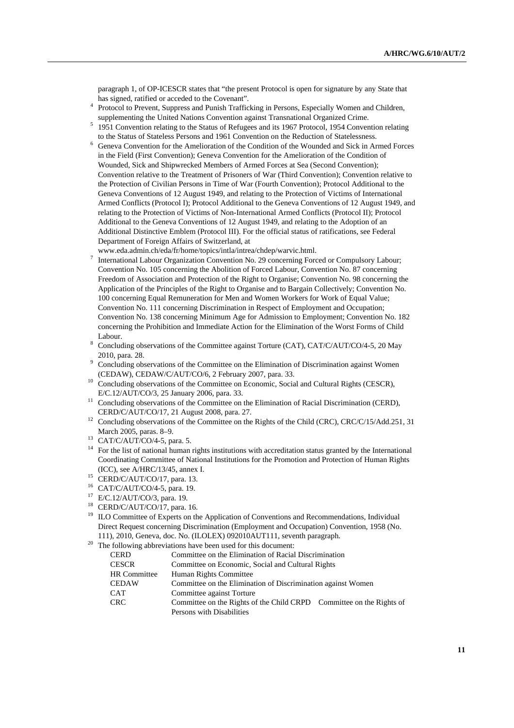paragraph 1, of OP-ICESCR states that "the present Protocol is open for signature by any State that has signed, ratified or acceded to the Covenant".

[4] Protocol to Prevent, Suppress and Punish Trafficking in Persons, Especially Women and Children, supplementing the United Nations Convention against Transnational Organized Crime.

[5] 1951 Convention relating to the Status of Refugees and its 1967 Protocol, 1954 Convention relating to the Status of Stateless Persons and 1961 Convention on the Reduction of Statelessness.

[6] Geneva Convention for the Amelioration of the Condition of the Wounded and Sick in Armed Forces in the Field (First Convention); Geneva Convention for the Amelioration of the Condition of Wounded, Sick and Shipwrecked Members of Armed Forces at Sea (Second Convention); Convention relative to the Treatment of Prisoners of War (Third Convention); Convention relative to the Protection of Civilian Persons in Time of War (Fourth Convention); Protocol Additional to the Geneva Conventions of 12 August 1949, and relating to the Protection of Victims of International Armed Conflicts (Protocol I); Protocol Additional to the Geneva Conventions of 12 August 1949, and relating to the Protection of Victims of Non-International Armed Conflicts (Protocol II); Protocol Additional to the Geneva Conventions of 12 August 1949, and relating to the Adoption of an Additional Distinctive Emblem (Protocol III). For the official status of ratifications, see Federal Department of Foreign Affairs of Switzerland, at www.eda.admin.ch/eda/fr/home/topics/intla/intrea/chdep/warvic.html.

[7] International Labour Organization Convention No. 29 concerning Forced or Compulsory Labour; Convention No. 105 concerning the Abolition of Forced Labour, Convention No. 87 concerning Freedom of Association and Protection of the Right to Organise; Convention No. 98 concerning the Application of the Principles of the Right to Organise and to Bargain Collectively; Convention No. 100 concerning Equal Remuneration for Men and Women Workers for Work of Equal Value; Convention No. 111 concerning Discrimination in Respect of Employment and Occupation; Convention No. 138 concerning Minimum Age for Admission to Employment; Convention No. 182 concerning the Prohibition and Immediate Action for the Elimination of the Worst Forms of Child Labour.

[8] Concluding observations of the Committee against Torture (CAT), CAT/C/AUT/CO/4-5, 20 May 2010, para. 28.

[9] Concluding observations of the Committee on the Elimination of Discrimination against Women (CEDAW), CEDAW/C/AUT/CO/6, 2 February 2007, para. 33.

[10] Concluding observations of the Committee on Economic, Social and Cultural Rights (CESCR), E/C.12/AUT/CO/3, 25 January 2006, para. 33.

[11] Concluding observations of the Committee on the Elimination of Racial Discrimination (CERD), CERD/C/AUT/CO/17, 21 August 2008, para. 27.

[12] Concluding observations of the Committee on the Rights of the Child (CRC), CRC/C/15/Add.251, 31 March 2005, paras. 8–9.

[13] CAT/C/AUT/CO/4-5, para. 5.

[14] For the list of national human rights institutions with accreditation status granted by the International Coordinating Committee of National Institutions for the Promotion and Protection of Human Rights (ICC), see A/HRC/13/45, annex I.

[15] CERD/C/AUT/CO/17, para. 13.

[16] CAT/C/AUT/CO/4-5, para. 19.

[17] E/C.12/AUT/CO/3, para. 19.

[18] CERD/C/AUT/CO/17, para. 16.

[19] ILO Committee of Experts on the Application of Conventions and Recommendations, Individual Direct Request concerning Discrimination (Employment and Occupation) Convention, 1958 (No. 111), 2010, Geneva, doc. No. (ILOLEX) 092010AUT111, seventh paragraph.

[20] The following abbreviations have been used for this document:

| | |
|---|---|
| CERD | Committee on the Elimination of Racial Discrimination |
| CESCR | Committee on Economic, Social and Cultural Rights |
| HR Committee | Human Rights Committee |
| CEDAW | Committee on the Elimination of Discrimination against Women |
| CAT | Committee against Torture |
| CRC | Committee on the Rights of the Child CRPD Committee on the Rights of Persons with Disabilities |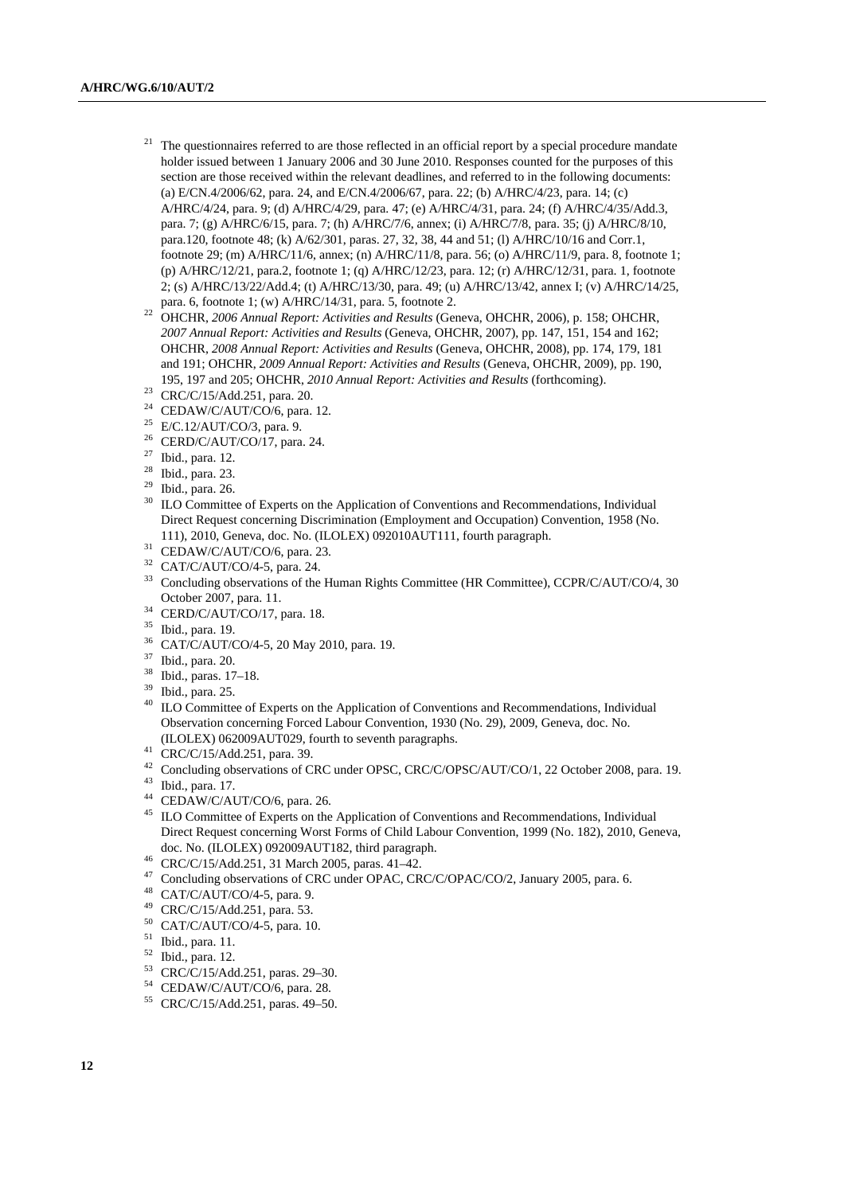[21] The questionnaires referred to are those reflected in an official report by a special procedure mandate holder issued between 1 January 2006 and 30 June 2010. Responses counted for the purposes of this section are those received within the relevant deadlines, and referred to in the following documents: (a) E/CN.4/2006/62, para. 24, and E/CN.4/2006/67, para. 22; (b) A/HRC/4/23, para. 14; (c) A/HRC/4/24, para. 9; (d) A/HRC/4/29, para. 47; (e) A/HRC/4/31, para. 24; (f) A/HRC/4/35/Add.3, para. 7; (g) A/HRC/6/15, para. 7; (h) A/HRC/7/6, annex; (i) A/HRC/7/8, para. 35; (j) A/HRC/8/10, para.120, footnote 48; (k) A/62/301, paras. 27, 32, 38, 44 and 51; (l) A/HRC/10/16 and Corr.1, footnote 29; (m) A/HRC/11/6, annex; (n) A/HRC/11/8, para. 56; (o) A/HRC/11/9, para. 8, footnote 1; (p) A/HRC/12/21, para.2, footnote 1; (q) A/HRC/12/23, para. 12; (r) A/HRC/12/31, para. 1, footnote 2; (s) A/HRC/13/22/Add.4; (t) A/HRC/13/30, para. 49; (u) A/HRC/13/42, annex I; (v) A/HRC/14/25, para. 6, footnote 1; (w) A/HRC/14/31, para. 5, footnote 2.

[22] OHCHR, *2006 Annual Report: Activities and Results* (Geneva, OHCHR, 2006), p. 158; OHCHR, *2007 Annual Report: Activities and Results* (Geneva, OHCHR, 2007), pp. 147, 151, 154 and 162; OHCHR, *2008 Annual Report: Activities and Results* (Geneva, OHCHR, 2008), pp. 174, 179, 181 and 191; OHCHR, *2009 Annual Report: Activities and Results* (Geneva, OHCHR, 2009), pp. 190, 195, 197 and 205; OHCHR, *2010 Annual Report: Activities and Results* (forthcoming).

[23] CRC/C/15/Add.251, para. 20.

[24] CEDAW/C/AUT/CO/6, para. 12.

[25] E/C.12/AUT/CO/3, para. 9.

[26] CERD/C/AUT/CO/17, para. 24.

[27] Ibid., para. 12.

[28] Ibid., para. 23.

[29] Ibid., para. 26.

[30] ILO Committee of Experts on the Application of Conventions and Recommendations, Individual Direct Request concerning Discrimination (Employment and Occupation) Convention, 1958 (No. 111), 2010, Geneva, doc. No. (ILOLEX) 092010AUT111, fourth paragraph.

[31] CEDAW/C/AUT/CO/6, para. 23.

[32] CAT/C/AUT/CO/4-5, para. 24.

[33] Concluding observations of the Human Rights Committee (HR Committee), CCPR/C/AUT/CO/4, 30 October 2007, para. 11.

[34] CERD/C/AUT/CO/17, para. 18.

[35] Ibid., para. 19.

[36] CAT/C/AUT/CO/4-5, 20 May 2010, para. 19.

[37] Ibid., para. 20.

[38] Ibid., paras. 17–18.

[39] Ibid., para. 25.

[40] ILO Committee of Experts on the Application of Conventions and Recommendations, Individual Observation concerning Forced Labour Convention, 1930 (No. 29), 2009, Geneva, doc. No. (ILOLEX) 062009AUT029, fourth to seventh paragraphs.

[41] CRC/C/15/Add.251, para. 39.

[42] Concluding observations of CRC under OPSC, CRC/C/OPSC/AUT/CO/1, 22 October 2008, para. 19.

[43] Ibid., para. 17.

[44] CEDAW/C/AUT/CO/6, para. 26.

[45] ILO Committee of Experts on the Application of Conventions and Recommendations, Individual Direct Request concerning Worst Forms of Child Labour Convention, 1999 (No. 182), 2010, Geneva, doc. No. (ILOLEX) 092009AUT182, third paragraph.

[46] CRC/C/15/Add.251, 31 March 2005, paras. 41–42.

[47] Concluding observations of CRC under OPAC, CRC/C/OPAC/CO/2, January 2005, para. 6.

[48] CAT/C/AUT/CO/4-5, para. 9.

[49] CRC/C/15/Add.251, para. 53.

[50] CAT/C/AUT/CO/4-5, para. 10.

[51] Ibid., para. 11.

[52] Ibid., para. 12.

[53] CRC/C/15/Add.251, paras. 29–30.

[54] CEDAW/C/AUT/CO/6, para. 28.

[55] CRC/C/15/Add.251, paras. 49–50.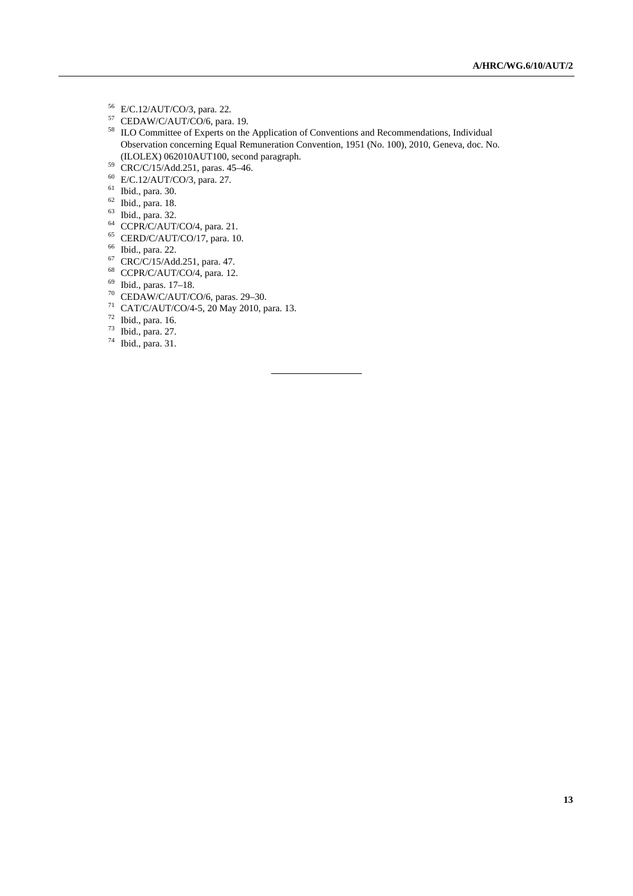[56] E/C.12/AUT/CO/3, para. 22.

[57] CEDAW/C/AUT/CO/6, para. 19.

[58] ILO Committee of Experts on the Application of Conventions and Recommendations, Individual Observation concerning Equal Remuneration Convention, 1951 (No. 100), 2010, Geneva, doc. No. (ILOLEX) 062010AUT100, second paragraph.

[59] CRC/C/15/Add.251, paras. 45–46.

[60] E/C.12/AUT/CO/3, para. 27.

[61] Ibid., para. 30.

[62] Ibid., para. 18.

[63] Ibid., para. 32.

[64] CCPR/C/AUT/CO/4, para. 21.

[65] CERD/C/AUT/CO/17, para. 10.

[66] Ibid., para. 22.

[67] CRC/C/15/Add.251, para. 47.

[68] CCPR/C/AUT/CO/4, para. 12.

[69] Ibid., paras. 17–18.

[70] CEDAW/C/AUT/CO/6, paras. 29–30.

[71] CAT/C/AUT/CO/4-5, 20 May 2010, para. 13.

[72] Ibid., para. 16.

[73] Ibid., para. 27.

[74] Ibid., para. 31.